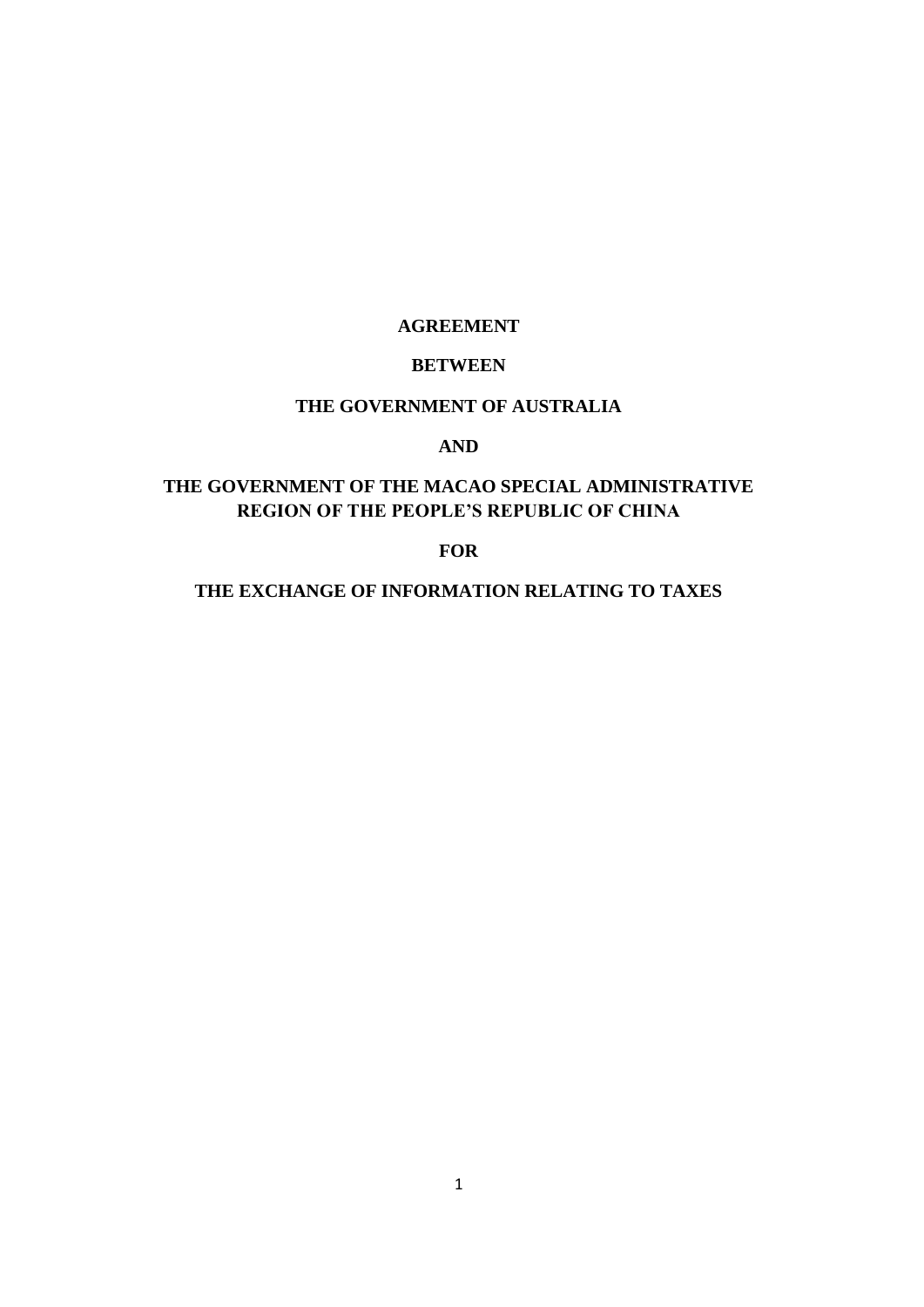# AGREEMENT

# BETWEEN

# THE GOVERNMENT OF AUSTRALIA

# AND

# THE GOVERNMENT OF THE MACAO SPECIAL ADMINISTRATIVE REGION OF THE PEOPLE'S REPUBLIC OF CHINA

# FOR

# THE EXCHANGE OF INFORMATION RELATING TO TAXES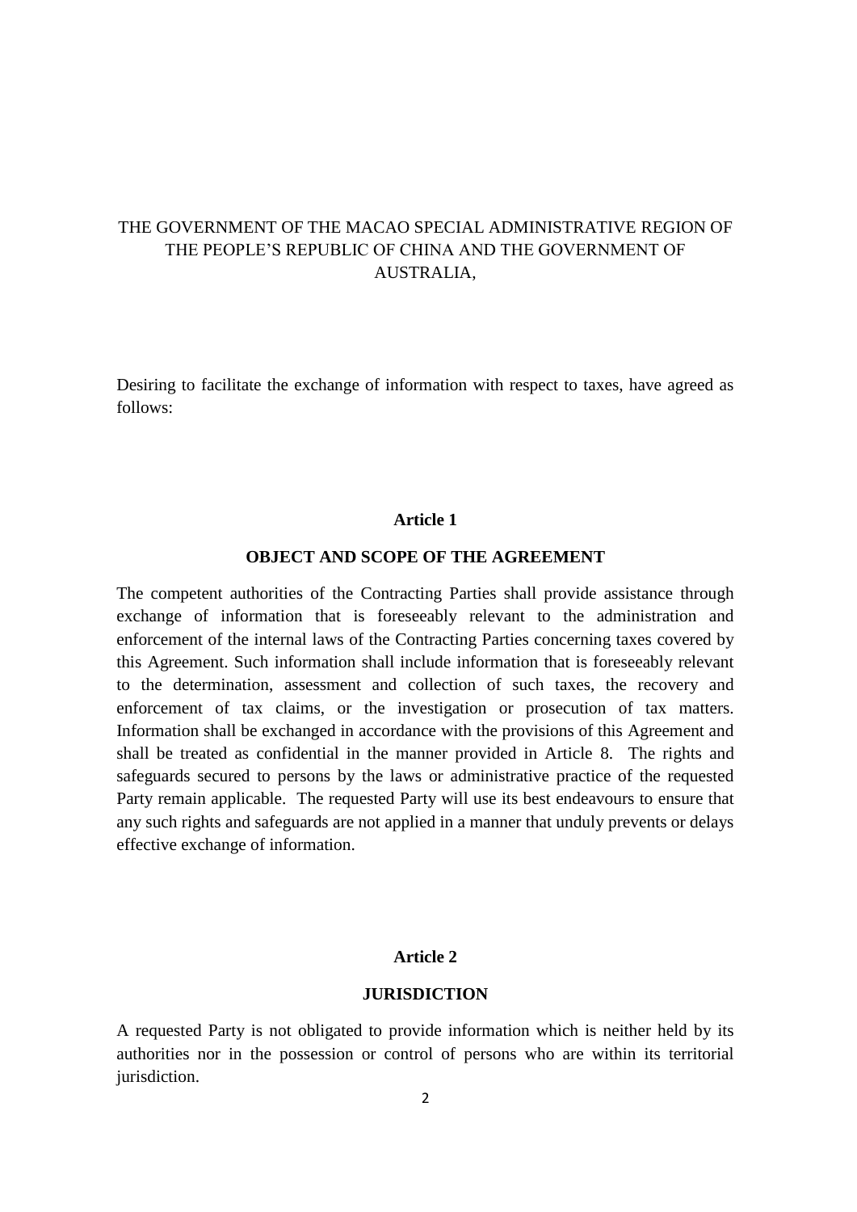THE GOVERNMENT OF THE MACAO SPECIAL ADMINISTRATIVE REGION OF THE PEOPLE'S REPUBLIC OF CHINA AND THE GOVERNMENT OF AUSTRALIA,

Desiring to facilitate the exchange of information with respect to taxes, have agreed as follows:

## Article 1

### OBJECT AND SCOPE OF THE AGREEMENT

The competent authorities of the Contracting Parties shall provide assistance through exchange of information that is foreseeably relevant to the administration and enforcement of the internal laws of the Contracting Parties concerning taxes covered by this Agreement. Such information shall include information that is foreseeably relevant to the determination, assessment and collection of such taxes, the recovery and enforcement of tax claims, or the investigation or prosecution of tax matters. Information shall be exchanged in accordance with the provisions of this Agreement and shall be treated as confidential in the manner provided in Article 8. The rights and safeguards secured to persons by the laws or administrative practice of the requested Party remain applicable. The requested Party will use its best endeavours to ensure that any such rights and safeguards are not applied in a manner that unduly prevents or delays effective exchange of information.

## Article 2

### JURISDICTION

A requested Party is not obligated to provide information which is neither held by its authorities nor in the possession or control of persons who are within its territorial jurisdiction.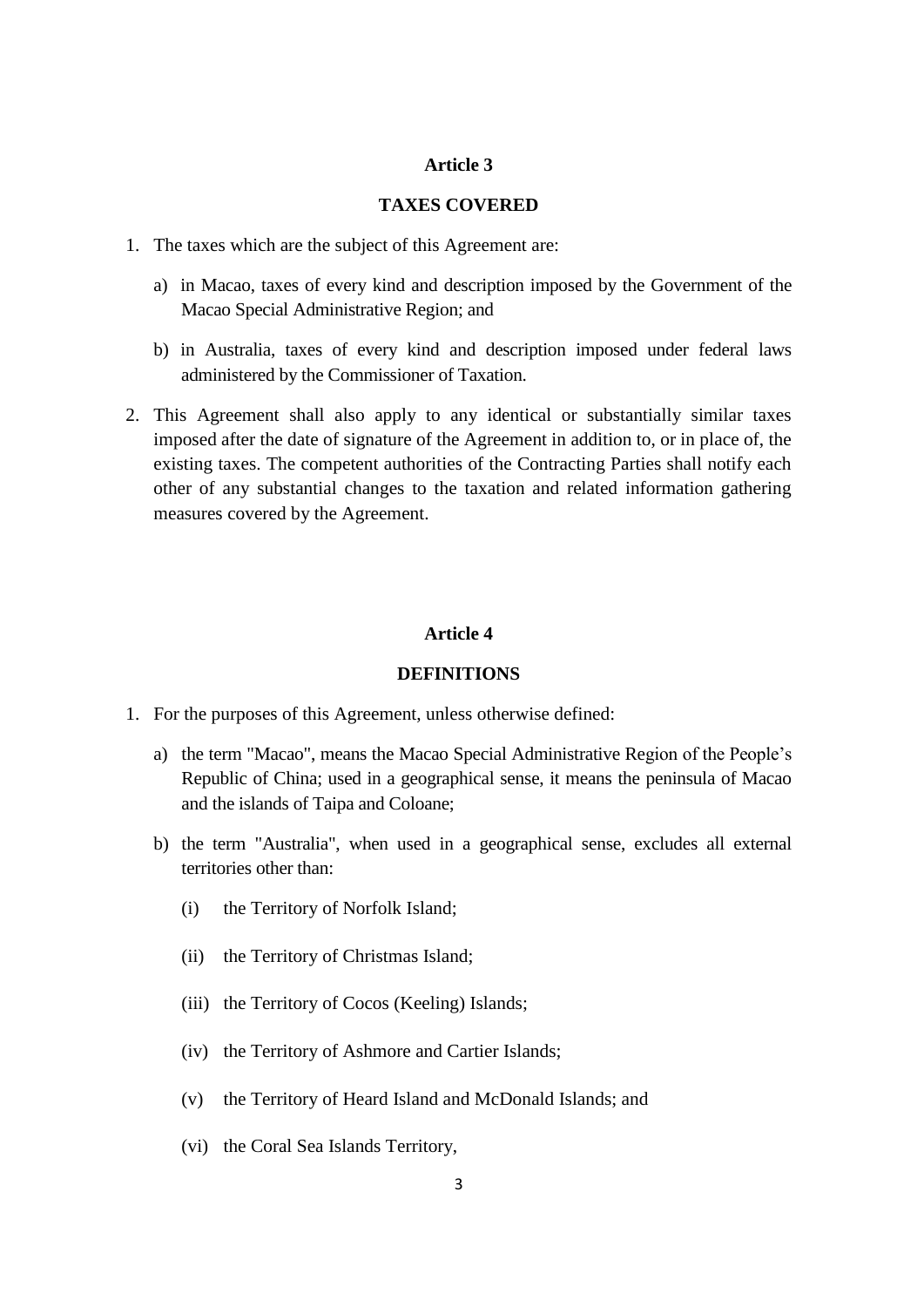## Article 3

## TAXES COVERED

1. The taxes which are the subject of this Agreement are:

   a) in Macao, taxes of every kind and description imposed by the Government of the Macao Special Administrative Region; and

   b) in Australia, taxes of every kind and description imposed under federal laws administered by the Commissioner of Taxation.

2. This Agreement shall also apply to any identical or substantially similar taxes imposed after the date of signature of the Agreement in addition to, or in place of, the existing taxes. The competent authorities of the Contracting Parties shall notify each other of any substantial changes to the taxation and related information gathering measures covered by the Agreement.

## Article 4

## DEFINITIONS

1. For the purposes of this Agreement, unless otherwise defined:

   a) the term "Macao", means the Macao Special Administrative Region of the People's Republic of China; used in a geographical sense, it means the peninsula of Macao and the islands of Taipa and Coloane;

   b) the term "Australia", when used in a geographical sense, excludes all external territories other than:

      (i) the Territory of Norfolk Island;

      (ii) the Territory of Christmas Island;

      (iii) the Territory of Cocos (Keeling) Islands;

      (iv) the Territory of Ashmore and Cartier Islands;

      (v) the Territory of Heard Island and McDonald Islands; and

      (vi) the Coral Sea Islands Territory,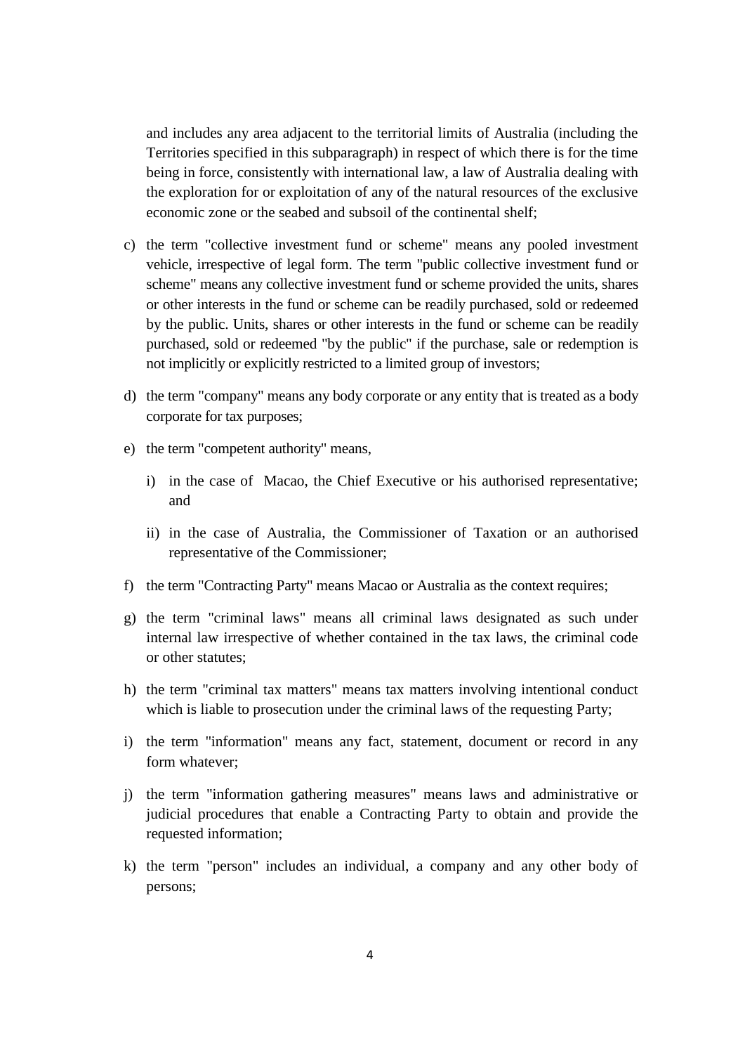and includes any area adjacent to the territorial limits of Australia (including the Territories specified in this subparagraph) in respect of which there is for the time being in force, consistently with international law, a law of Australia dealing with the exploration for or exploitation of any of the natural resources of the exclusive economic zone or the seabed and subsoil of the continental shelf;

c) the term "collective investment fund or scheme" means any pooled investment vehicle, irrespective of legal form. The term "public collective investment fund or scheme" means any collective investment fund or scheme provided the units, shares or other interests in the fund or scheme can be readily purchased, sold or redeemed by the public. Units, shares or other interests in the fund or scheme can be readily purchased, sold or redeemed "by the public" if the purchase, sale or redemption is not implicitly or explicitly restricted to a limited group of investors;

d) the term "company" means any body corporate or any entity that is treated as a body corporate for tax purposes;

e) the term "competent authority" means,

   i) in the case of Macao, the Chief Executive or his authorised representative; and

   ii) in the case of Australia, the Commissioner of Taxation or an authorised representative of the Commissioner;

f) the term "Contracting Party" means Macao or Australia as the context requires;

g) the term "criminal laws" means all criminal laws designated as such under internal law irrespective of whether contained in the tax laws, the criminal code or other statutes;

h) the term "criminal tax matters" means tax matters involving intentional conduct which is liable to prosecution under the criminal laws of the requesting Party;

i) the term "information" means any fact, statement, document or record in any form whatever;

j) the term "information gathering measures" means laws and administrative or judicial procedures that enable a Contracting Party to obtain and provide the requested information;

k) the term "person" includes an individual, a company and any other body of persons;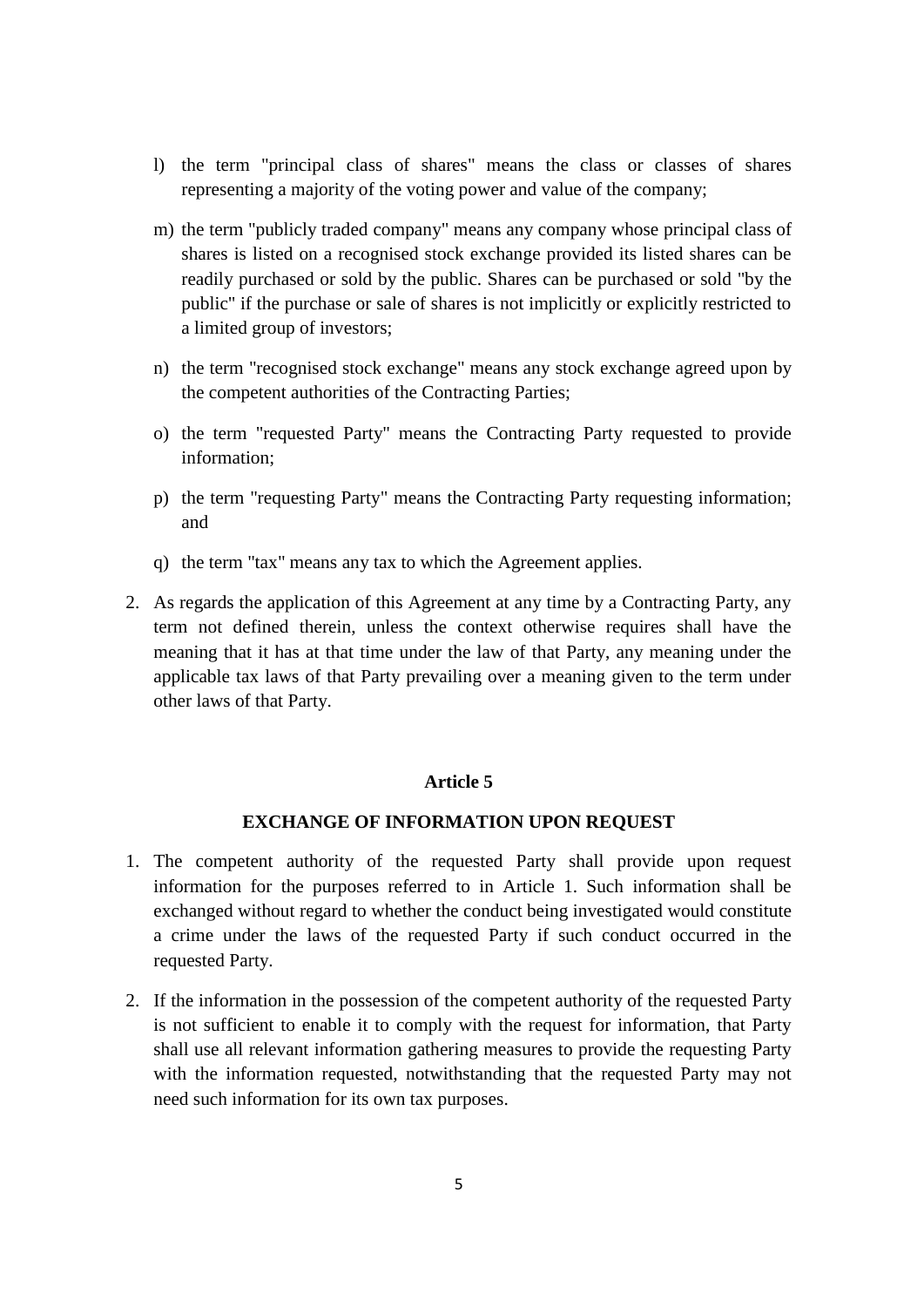l) the term "principal class of shares" means the class or classes of shares representing a majority of the voting power and value of the company;

m) the term "publicly traded company" means any company whose principal class of shares is listed on a recognised stock exchange provided its listed shares can be readily purchased or sold by the public. Shares can be purchased or sold "by the public" if the purchase or sale of shares is not implicitly or explicitly restricted to a limited group of investors;

n) the term "recognised stock exchange" means any stock exchange agreed upon by the competent authorities of the Contracting Parties;

o) the term "requested Party" means the Contracting Party requested to provide information;

p) the term "requesting Party" means the Contracting Party requesting information; and

q) the term "tax" means any tax to which the Agreement applies.

2. As regards the application of this Agreement at any time by a Contracting Party, any term not defined therein, unless the context otherwise requires shall have the meaning that it has at that time under the law of that Party, any meaning under the applicable tax laws of that Party prevailing over a meaning given to the term under other laws of that Party.

**Article 5**

**EXCHANGE OF INFORMATION UPON REQUEST**

1. The competent authority of the requested Party shall provide upon request information for the purposes referred to in Article 1. Such information shall be exchanged without regard to whether the conduct being investigated would constitute a crime under the laws of the requested Party if such conduct occurred in the requested Party.

2. If the information in the possession of the competent authority of the requested Party is not sufficient to enable it to comply with the request for information, that Party shall use all relevant information gathering measures to provide the requesting Party with the information requested, notwithstanding that the requested Party may not need such information for its own tax purposes.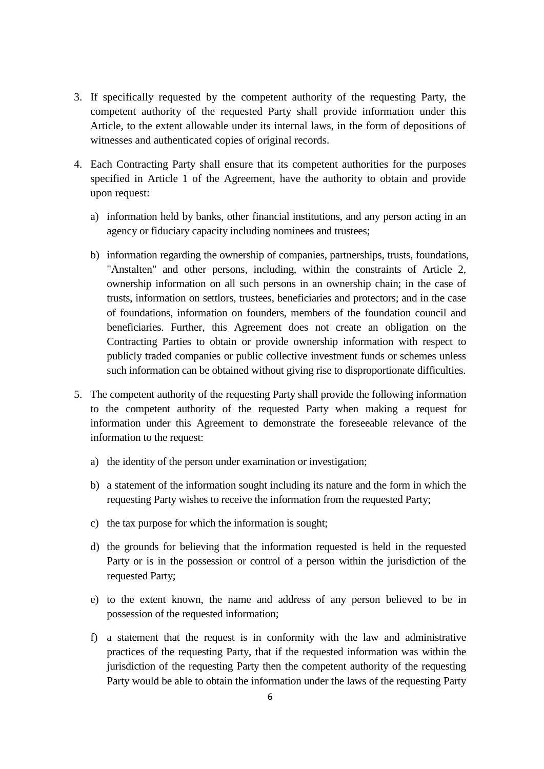3. If specifically requested by the competent authority of the requesting Party, the competent authority of the requested Party shall provide information under this Article, to the extent allowable under its internal laws, in the form of depositions of witnesses and authenticated copies of original records.

4. Each Contracting Party shall ensure that its competent authorities for the purposes specified in Article 1 of the Agreement, have the authority to obtain and provide upon request:

   a) information held by banks, other financial institutions, and any person acting in an agency or fiduciary capacity including nominees and trustees;

   b) information regarding the ownership of companies, partnerships, trusts, foundations, "Anstalten" and other persons, including, within the constraints of Article 2, ownership information on all such persons in an ownership chain; in the case of trusts, information on settlors, trustees, beneficiaries and protectors; and in the case of foundations, information on founders, members of the foundation council and beneficiaries. Further, this Agreement does not create an obligation on the Contracting Parties to obtain or provide ownership information with respect to publicly traded companies or public collective investment funds or schemes unless such information can be obtained without giving rise to disproportionate difficulties.

5. The competent authority of the requesting Party shall provide the following information to the competent authority of the requested Party when making a request for information under this Agreement to demonstrate the foreseeable relevance of the information to the request:

   a) the identity of the person under examination or investigation;

   b) a statement of the information sought including its nature and the form in which the requesting Party wishes to receive the information from the requested Party;

   c) the tax purpose for which the information is sought;

   d) the grounds for believing that the information requested is held in the requested Party or is in the possession or control of a person within the jurisdiction of the requested Party;

   e) to the extent known, the name and address of any person believed to be in possession of the requested information;

   f) a statement that the request is in conformity with the law and administrative practices of the requesting Party, that if the requested information was within the jurisdiction of the requesting Party then the competent authority of the requesting Party would be able to obtain the information under the laws of the requesting Party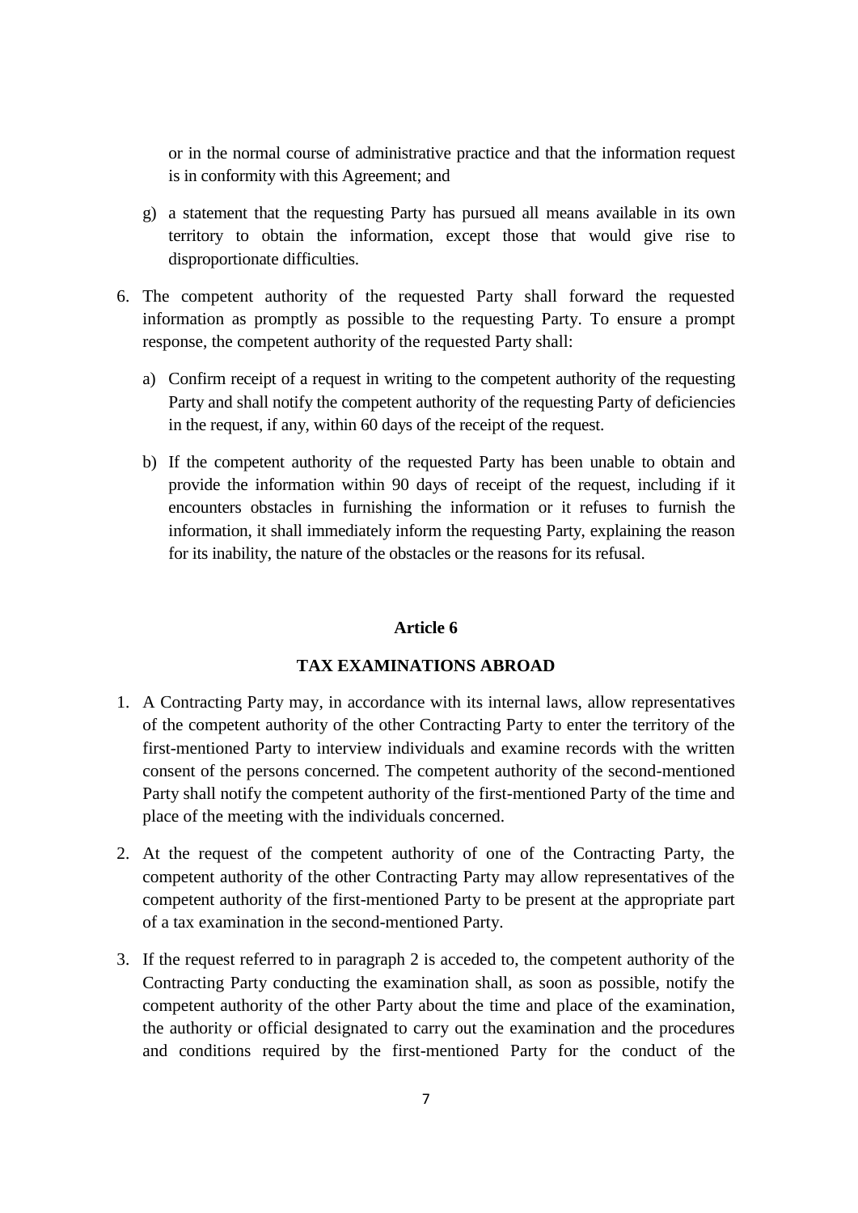or in the normal course of administrative practice and that the information request is in conformity with this Agreement; and

g) a statement that the requesting Party has pursued all means available in its own territory to obtain the information, except those that would give rise to disproportionate difficulties.

6. The competent authority of the requested Party shall forward the requested information as promptly as possible to the requesting Party. To ensure a prompt response, the competent authority of the requested Party shall:

   a) Confirm receipt of a request in writing to the competent authority of the requesting Party and shall notify the competent authority of the requesting Party of deficiencies in the request, if any, within 60 days of the receipt of the request.

   b) If the competent authority of the requested Party has been unable to obtain and provide the information within 90 days of receipt of the request, including if it encounters obstacles in furnishing the information or it refuses to furnish the information, it shall immediately inform the requesting Party, explaining the reason for its inability, the nature of the obstacles or the reasons for its refusal.

## Article 6

## TAX EXAMINATIONS ABROAD

1. A Contracting Party may, in accordance with its internal laws, allow representatives of the competent authority of the other Contracting Party to enter the territory of the first-mentioned Party to interview individuals and examine records with the written consent of the persons concerned. The competent authority of the second-mentioned Party shall notify the competent authority of the first-mentioned Party of the time and place of the meeting with the individuals concerned.

2. At the request of the competent authority of one of the Contracting Party, the competent authority of the other Contracting Party may allow representatives of the competent authority of the first-mentioned Party to be present at the appropriate part of a tax examination in the second-mentioned Party.

3. If the request referred to in paragraph 2 is acceded to, the competent authority of the Contracting Party conducting the examination shall, as soon as possible, notify the competent authority of the other Party about the time and place of the examination, the authority or official designated to carry out the examination and the procedures and conditions required by the first-mentioned Party for the conduct of the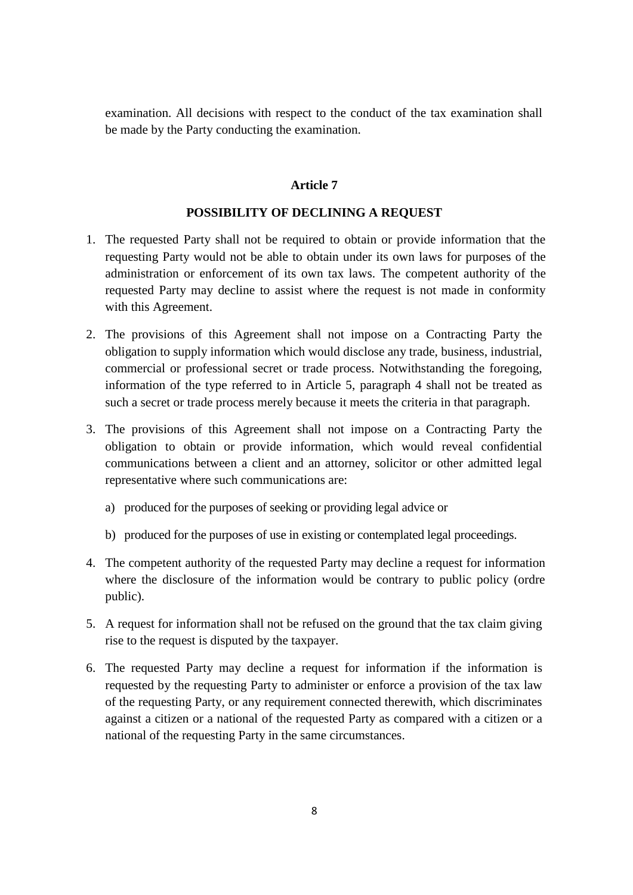examination. All decisions with respect to the conduct of the tax examination shall be made by the Party conducting the examination.

## Article 7

## POSSIBILITY OF DECLINING A REQUEST

1. The requested Party shall not be required to obtain or provide information that the requesting Party would not be able to obtain under its own laws for purposes of the administration or enforcement of its own tax laws. The competent authority of the requested Party may decline to assist where the request is not made in conformity with this Agreement.

2. The provisions of this Agreement shall not impose on a Contracting Party the obligation to supply information which would disclose any trade, business, industrial, commercial or professional secret or trade process. Notwithstanding the foregoing, information of the type referred to in Article 5, paragraph 4 shall not be treated as such a secret or trade process merely because it meets the criteria in that paragraph.

3. The provisions of this Agreement shall not impose on a Contracting Party the obligation to obtain or provide information, which would reveal confidential communications between a client and an attorney, solicitor or other admitted legal representative where such communications are:

   a) produced for the purposes of seeking or providing legal advice or

   b) produced for the purposes of use in existing or contemplated legal proceedings.

4. The competent authority of the requested Party may decline a request for information where the disclosure of the information would be contrary to public policy (ordre public).

5. A request for information shall not be refused on the ground that the tax claim giving rise to the request is disputed by the taxpayer.

6. The requested Party may decline a request for information if the information is requested by the requesting Party to administer or enforce a provision of the tax law of the requesting Party, or any requirement connected therewith, which discriminates against a citizen or a national of the requested Party as compared with a citizen or a national of the requesting Party in the same circumstances.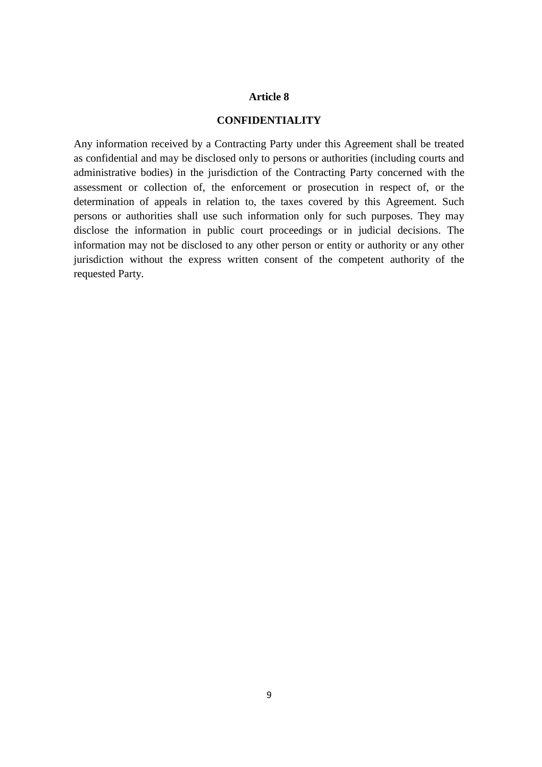## Article 8

## CONFIDENTIALITY

Any information received by a Contracting Party under this Agreement shall be treated as confidential and may be disclosed only to persons or authorities (including courts and administrative bodies) in the jurisdiction of the Contracting Party concerned with the assessment or collection of, the enforcement or prosecution in respect of, or the determination of appeals in relation to, the taxes covered by this Agreement. Such persons or authorities shall use such information only for such purposes. They may disclose the information in public court proceedings or in judicial decisions. The information may not be disclosed to any other person or entity or authority or any other jurisdiction without the express written consent of the competent authority of the requested Party.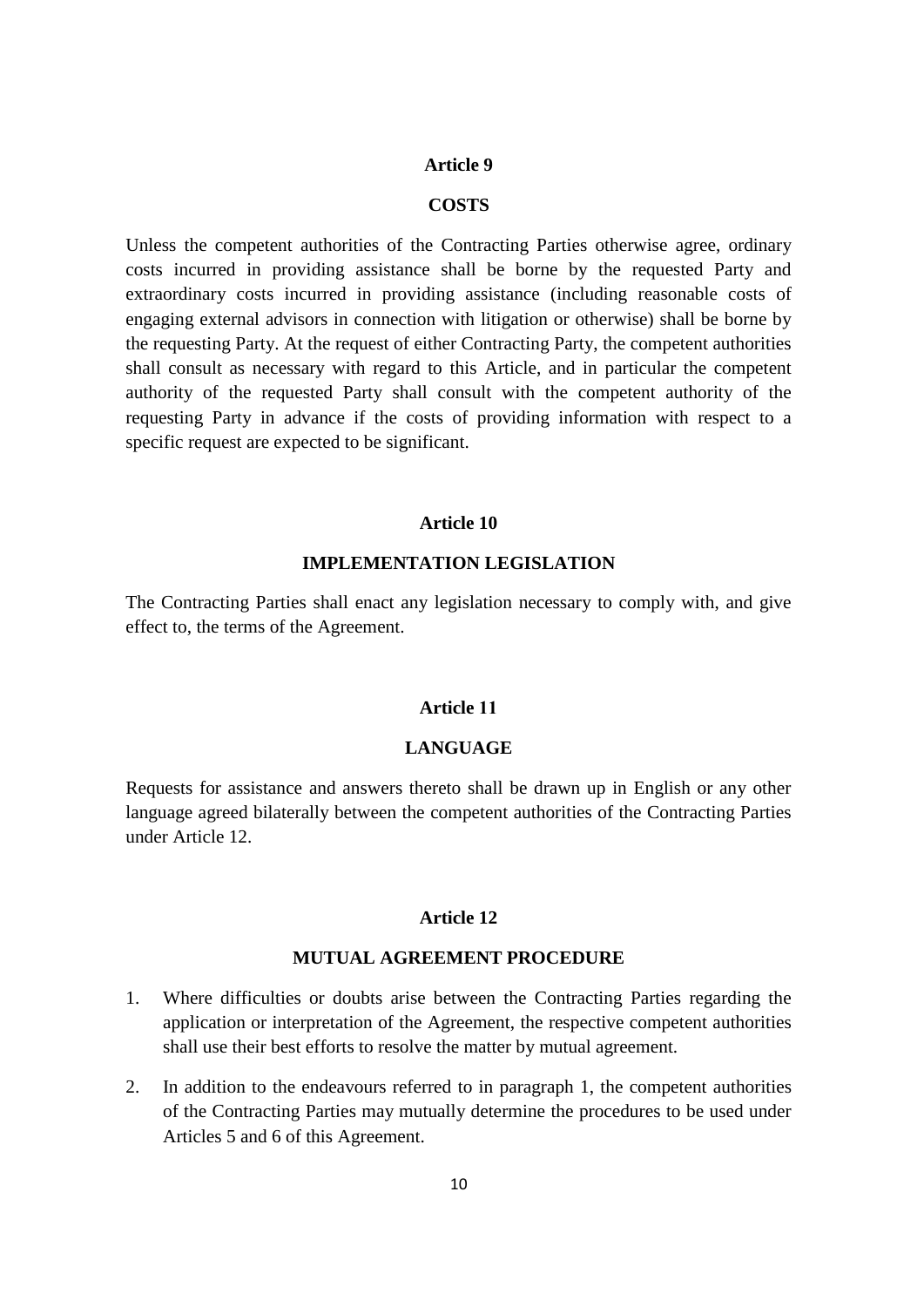## Article 9

## COSTS

Unless the competent authorities of the Contracting Parties otherwise agree, ordinary costs incurred in providing assistance shall be borne by the requested Party and extraordinary costs incurred in providing assistance (including reasonable costs of engaging external advisors in connection with litigation or otherwise) shall be borne by the requesting Party. At the request of either Contracting Party, the competent authorities shall consult as necessary with regard to this Article, and in particular the competent authority of the requested Party shall consult with the competent authority of the requesting Party in advance if the costs of providing information with respect to a specific request are expected to be significant.

## Article 10

## IMPLEMENTATION LEGISLATION

The Contracting Parties shall enact any legislation necessary to comply with, and give effect to, the terms of the Agreement.

## Article 11

## LANGUAGE

Requests for assistance and answers thereto shall be drawn up in English or any other language agreed bilaterally between the competent authorities of the Contracting Parties under Article 12.

## Article 12

## MUTUAL AGREEMENT PROCEDURE

1. Where difficulties or doubts arise between the Contracting Parties regarding the application or interpretation of the Agreement, the respective competent authorities shall use their best efforts to resolve the matter by mutual agreement.

2. In addition to the endeavours referred to in paragraph 1, the competent authorities of the Contracting Parties may mutually determine the procedures to be used under Articles 5 and 6 of this Agreement.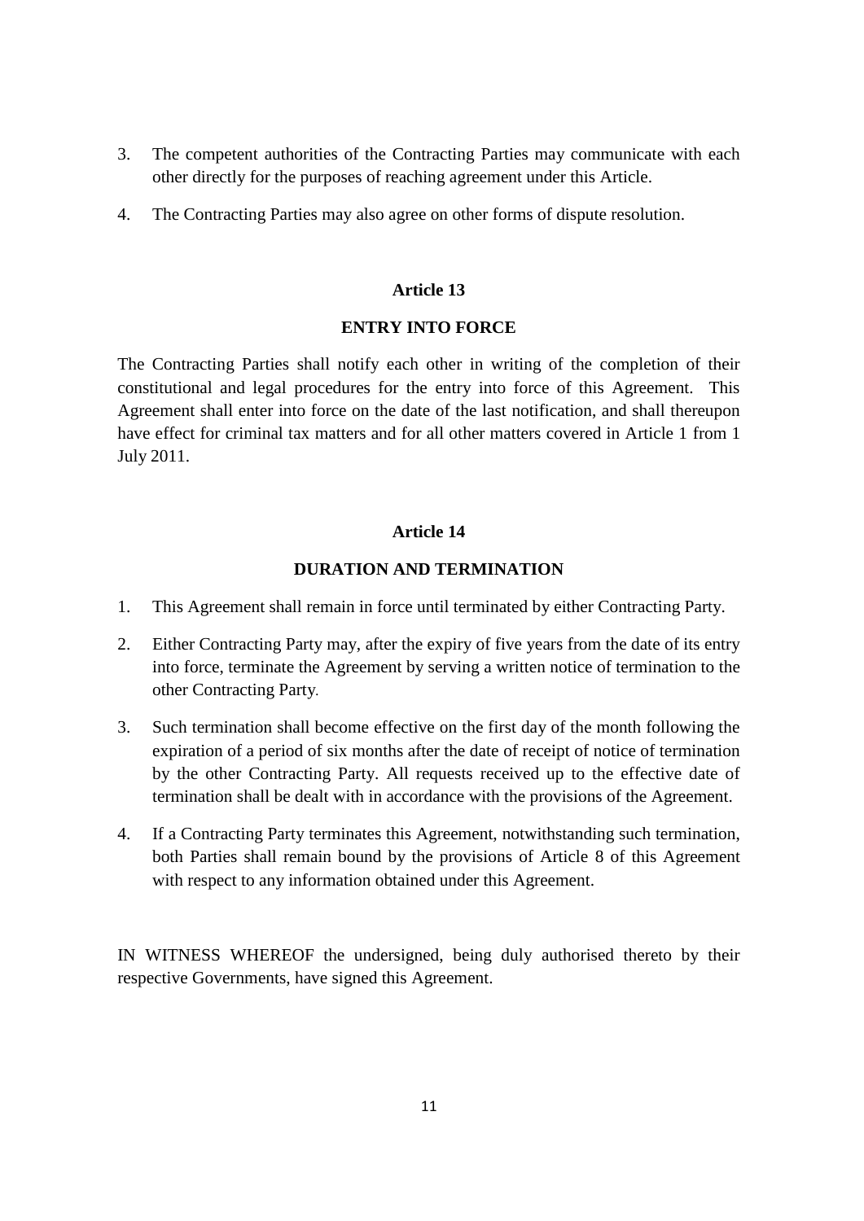3. The competent authorities of the Contracting Parties may communicate with each other directly for the purposes of reaching agreement under this Article.

4. The Contracting Parties may also agree on other forms of dispute resolution.

## Article 13

## ENTRY INTO FORCE

The Contracting Parties shall notify each other in writing of the completion of their constitutional and legal procedures for the entry into force of this Agreement. This Agreement shall enter into force on the date of the last notification, and shall thereupon have effect for criminal tax matters and for all other matters covered in Article 1 from 1 July 2011.

## Article 14

## DURATION AND TERMINATION

1. This Agreement shall remain in force until terminated by either Contracting Party.

2. Either Contracting Party may, after the expiry of five years from the date of its entry into force, terminate the Agreement by serving a written notice of termination to the other Contracting Party.

3. Such termination shall become effective on the first day of the month following the expiration of a period of six months after the date of receipt of notice of termination by the other Contracting Party. All requests received up to the effective date of termination shall be dealt with in accordance with the provisions of the Agreement.

4. If a Contracting Party terminates this Agreement, notwithstanding such termination, both Parties shall remain bound by the provisions of Article 8 of this Agreement with respect to any information obtained under this Agreement.

IN WITNESS WHEREOF the undersigned, being duly authorised thereto by their respective Governments, have signed this Agreement.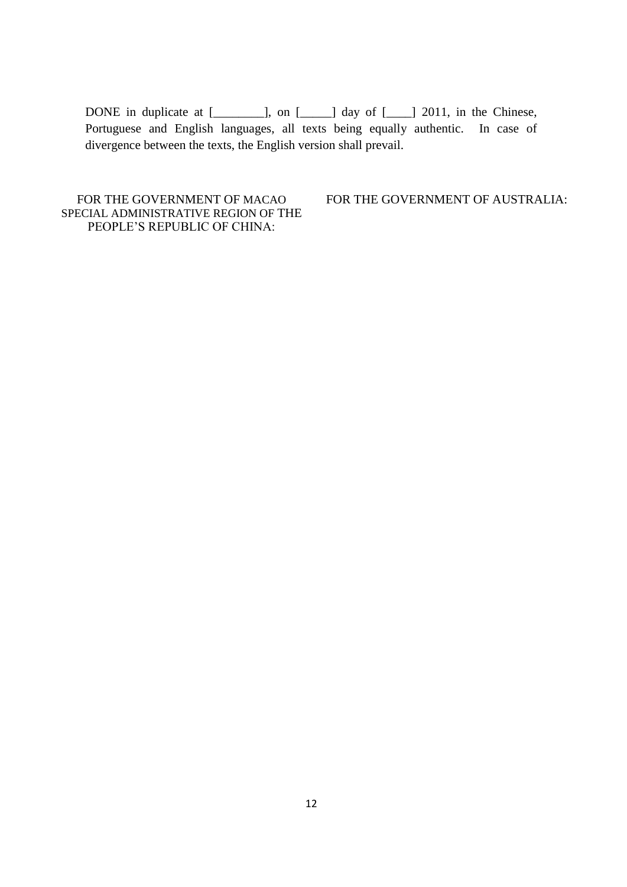DONE in duplicate at [________], on [_____] day of [____] 2011, in the Chinese, Portuguese and English languages, all texts being equally authentic. In case of divergence between the texts, the English version shall prevail.

| | |
|---|---|
| FOR THE GOVERNMENT OF MACAO SPECIAL ADMINISTRATIVE REGION OF THE PEOPLE'S REPUBLIC OF CHINA: | FOR THE GOVERNMENT OF AUSTRALIA: |